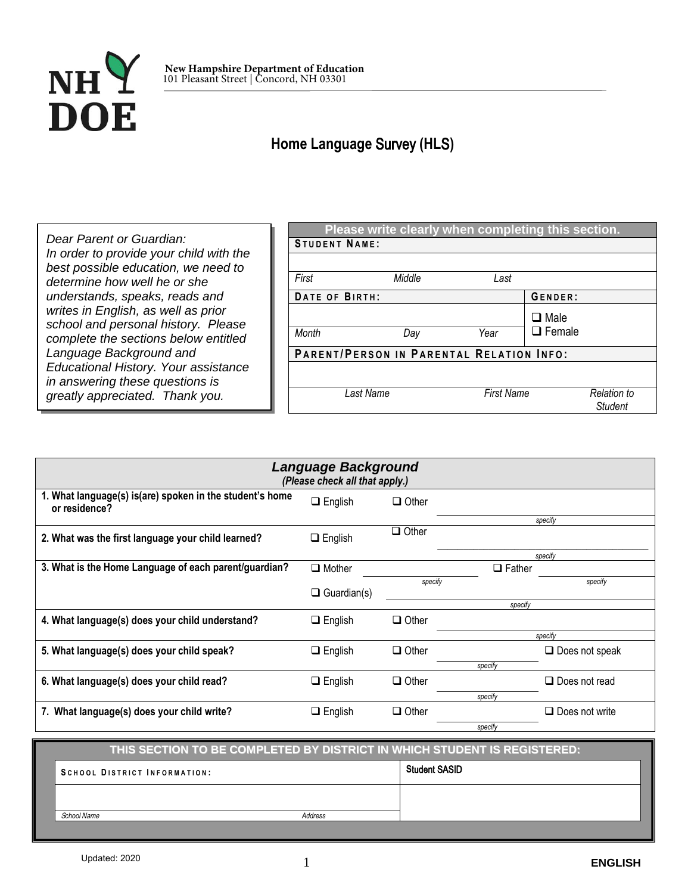**New Hampshire Department of Education**
101 Pleasant Street | Concord, NH 03301

# Home Language Survey (HLS)

*Dear Parent or Guardian:*
*In order to provide your child with the best possible education, we need to determine how well he or she understands, speaks, reads and writes in English, as well as prior school and personal history. Please complete the sections below entitled Language Background and Educational History. Your assistance in answering these questions is greatly appreciated. Thank you.*

| Please write clearly when completing this section. | | | |
|---|---|---|---|
| **STUDENT NAME:** | | | |
| | | | |
| *First* | *Middle* | *Last* | |
| **DATE OF BIRTH:** | | | **GENDER:** |
| | | | ❑ Male<br>❑ Female |
| *Month* | *Day* | *Year* | |
| **PARENT/PERSON IN PARENTAL RELATION INFO:** | | | |
| | | | |
| *Last Name* | | *First Name* | *Relation to Student* |

## *Language Background*
***(Please check all that apply.)***

| Question | | | | |
|---|---|---|---|---|
| **1. What language(s) is(are) spoken in the student's home or residence?** | ❑ English | ❑ Other | ______ *specify* | |
| **2. What was the first language your child learned?** | ❑ English | ❑ Other | ______ *specify* | |
| **3. What is the Home Language of each parent/guardian?** | ❑ Mother ______ *specify* | | ❑ Father ______ *specify* | |
| | ❑ Guardian(s) ______ *specify* | | | |
| **4. What language(s) does your child understand?** | ❑ English | ❑ Other | ______ *specify* | |
| **5. What language(s) does your child speak?** | ❑ English | ❑ Other | ______ *specify* | ❑ Does not speak |
| **6. What language(s) does your child read?** | ❑ English | ❑ Other | ______ *specify* | ❑ Does not read |
| **7. What language(s) does your child write?** | ❑ English | ❑ Other | ______ *specify* | ❑ Does not write |

| THIS SECTION TO BE COMPLETED BY DISTRICT IN WHICH STUDENT IS REGISTERED: | | |
|---|---|---|
| **SCHOOL DISTRICT INFORMATION:** | | **Student SASID** |
| | | |
| *School Name* | *Address* | |

Updated: 2020

**ENGLISH**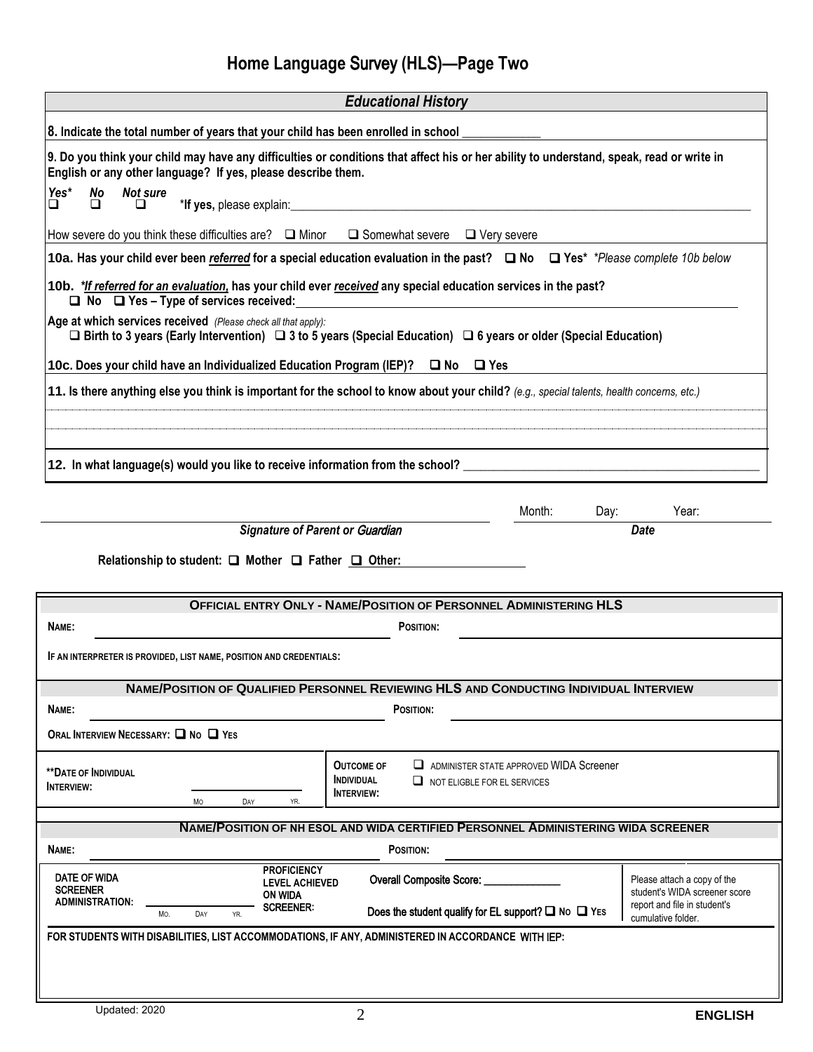# Home Language Survey (HLS)—Page Two

## *Educational History*

**8. Indicate the total number of years that your child has been enrolled in school \_\_\_\_\_\_\_\_\_\_\_\_**

**9. Do you think your child may have any difficulties or conditions that affect his or her ability to understand, speak, read or write in English or any other language? If yes, please describe them.**

*Yes** ☐ *No* ☐ *Not sure* ☐ ***If yes,** please explain: \_\_\_\_\_\_\_\_\_\_\_\_\_\_\_\_\_\_\_\_\_\_\_\_\_\_\_\_\_\_\_\_\_\_\_\_\_\_\_\_

How severe do you think these difficulties are? ☐ Minor ☐ Somewhat severe ☐ Very severe

**10a. Has your child ever been *referred* for a special education evaluation in the past? ☐ No ☐ Yes*** **Please complete 10b below*

**10b.** ***If referred for an evaluation,* has your child ever *received* any special education services in the past?**
**☐ No ☐ Yes – Type of services received:** \_\_\_\_\_\_\_\_\_\_\_\_\_\_\_\_\_\_\_\_\_\_\_\_\_\_\_\_\_\_\_\_\_\_\_\_\_\_\_\_

**Age at which services received** *(Please check all that apply):*
**☐ Birth to 3 years (Early Intervention) ☐ 3 to 5 years (Special Education) ☐ 6 years or older (Special Education)**

**10c. Does your child have an Individualized Education Program (IEP)? ☐ No ☐ Yes**

**11. Is there anything else you think is important for the school to know about your child?** *(e.g., special talents, health concerns, etc.)*

\_\_\_\_\_\_\_\_\_\_\_\_\_\_\_\_\_\_\_\_\_\_\_\_\_\_\_\_\_\_\_\_\_\_\_\_\_\_\_\_

\_\_\_\_\_\_\_\_\_\_\_\_\_\_\_\_\_\_\_\_\_\_\_\_\_\_\_\_\_\_\_\_\_\_\_\_\_\_\_\_

**12. In what language(s) would you like to receive information from the school?** \_\_\_\_\_\_\_\_\_\_\_\_\_\_\_\_\_\_\_\_\_\_\_\_\_\_\_\_\_\_\_\_\_\_\_\_\_\_\_\_

\_\_\_\_\_\_\_\_\_\_\_\_\_\_\_\_\_\_\_\_\_\_\_\_\_\_\_\_\_\_\_\_\_\_\_\_\_\_\_\_ Month: \_\_\_\_ Day: \_\_\_\_ Year: \_\_\_\_
***Signature of Parent or Guardian*** ***Date***

**Relationship to student: ☐ Mother ☐ Father ☐ Other:** \_\_\_\_\_\_\_\_\_\_\_\_\_\_\_\_\_\_\_\_

---

**OFFICIAL ENTRY ONLY - NAME/POSITION OF PERSONNEL ADMINISTERING HLS**

**NAME:** \_\_\_\_\_\_\_\_\_\_\_\_\_\_\_\_\_\_\_\_ **POSITION:** \_\_\_\_\_\_\_\_\_\_\_\_\_\_\_\_\_\_\_\_

**IF AN INTERPRETER IS PROVIDED, LIST NAME, POSITION AND CREDENTIALS:**

**NAME/POSITION OF QUALIFIED PERSONNEL REVIEWING HLS AND CONDUCTING INDIVIDUAL INTERVIEW**

**NAME:** \_\_\_\_\_\_\_\_\_\_\_\_\_\_\_\_\_\_\_\_ **POSITION:** \_\_\_\_\_\_\_\_\_\_\_\_\_\_\_\_\_\_\_\_

**ORAL INTERVIEW NECESSARY: ☐ NO ☐ YES**

| | |
|---|---|
| **\*\*DATE OF INDIVIDUAL INTERVIEW:** \_\_\_\_\_\_\_\_ MO DAY YR. | **OUTCOME OF INDIVIDUAL INTERVIEW:** ☐ ADMINISTER STATE APPROVED WIDA Screener ☐ NOT ELIGBLE FOR EL SERVICES |

**NAME/POSITION OF NH ESOL AND WIDA CERTIFIED PERSONNEL ADMINISTERING WIDA SCREENER**

**NAME:** \_\_\_\_\_\_\_\_\_\_\_\_\_\_\_\_\_\_\_\_ **POSITION:** \_\_\_\_\_\_\_\_\_\_\_\_\_\_\_\_\_\_\_\_

| | | | |
|---|---|---|---|
| **DATE OF WIDA SCREENER ADMINISTRATION:** \_\_\_\_\_\_\_\_ MO. DAY YR. | **PROFICIENCY LEVEL ACHIEVED ON WIDA SCREENER:** | **Overall Composite Score:** \_\_\_\_\_\_\_\_\_\_\_\_\_\_ **Does the student qualify for EL support? ☐ NO ☐ YES** | Please attach a copy of the student's WIDA screener score report and file in student's cumulative folder. |

**FOR STUDENTS WITH DISABILITIES, LIST ACCOMMODATIONS, IF ANY, ADMINISTERED IN ACCORDANCE WITH IEP:**

Updated: 2020

**ENGLISH**